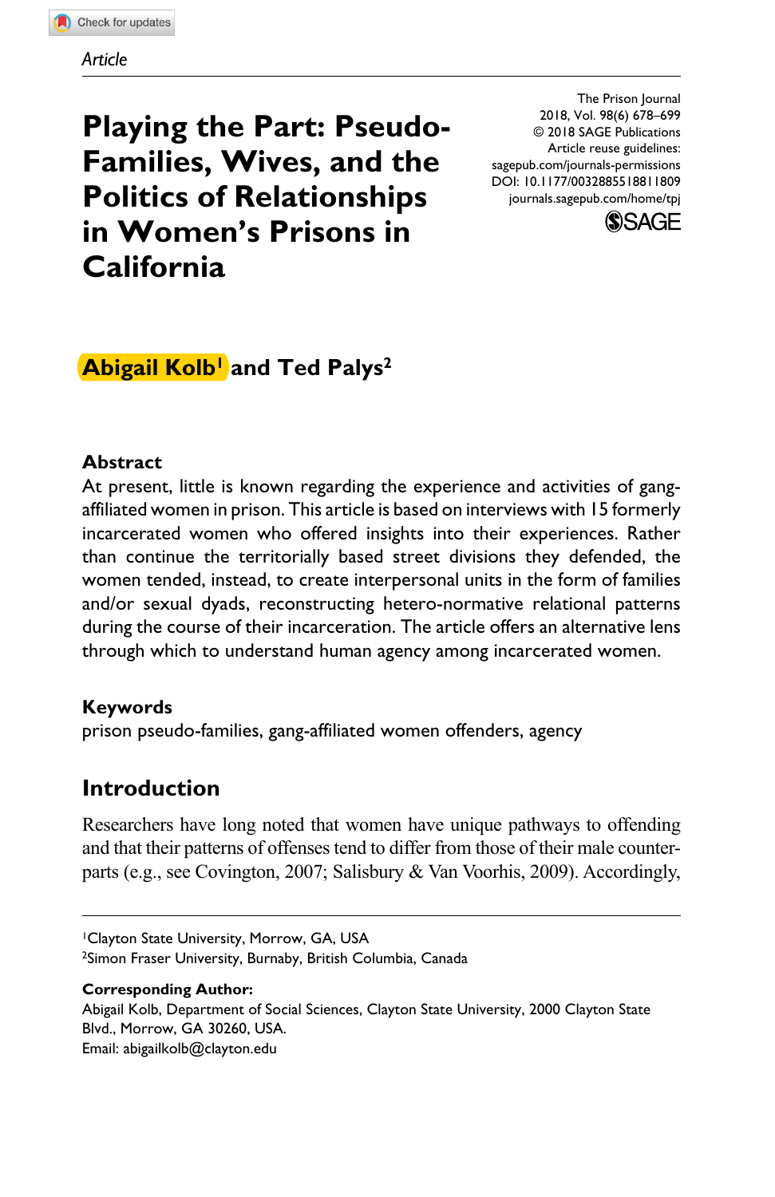Article

# Playing the Part: Pseudo-Families, Wives, and the Politics of Relationships in Women's Prisons in California

The Prison Journal
2018, Vol. 98(6) 678–699
© 2018 SAGE Publications
Article reuse guidelines: sagepub.com/journals-permissions
DOI: 10.1177/0032885518811809
journals.sagepub.com/home/tpj

**Abigail Kolb[1] and Ted Palys[2]**

## Abstract

At present, little is known regarding the experience and activities of gang-affiliated women in prison. This article is based on interviews with 15 formerly incarcerated women who offered insights into their experiences. Rather than continue the territorially based street divisions they defended, the women tended, instead, to create interpersonal units in the form of families and/or sexual dyads, reconstructing hetero-normative relational patterns during the course of their incarceration. The article offers an alternative lens through which to understand human agency among incarcerated women.

## Keywords

prison pseudo-families, gang-affiliated women offenders, agency

## Introduction

Researchers have long noted that women have unique pathways to offending and that their patterns of offenses tend to differ from those of their male counterparts (e.g., see Covington, 2007; Salisbury & Van Voorhis, 2009). Accordingly,

---

[1]Clayton State University, Morrow, GA, USA
[2]Simon Fraser University, Burnaby, British Columbia, Canada

**Corresponding Author:**
Abigail Kolb, Department of Social Sciences, Clayton State University, 2000 Clayton State Blvd., Morrow, GA 30260, USA.
Email: abigailkolb@clayton.edu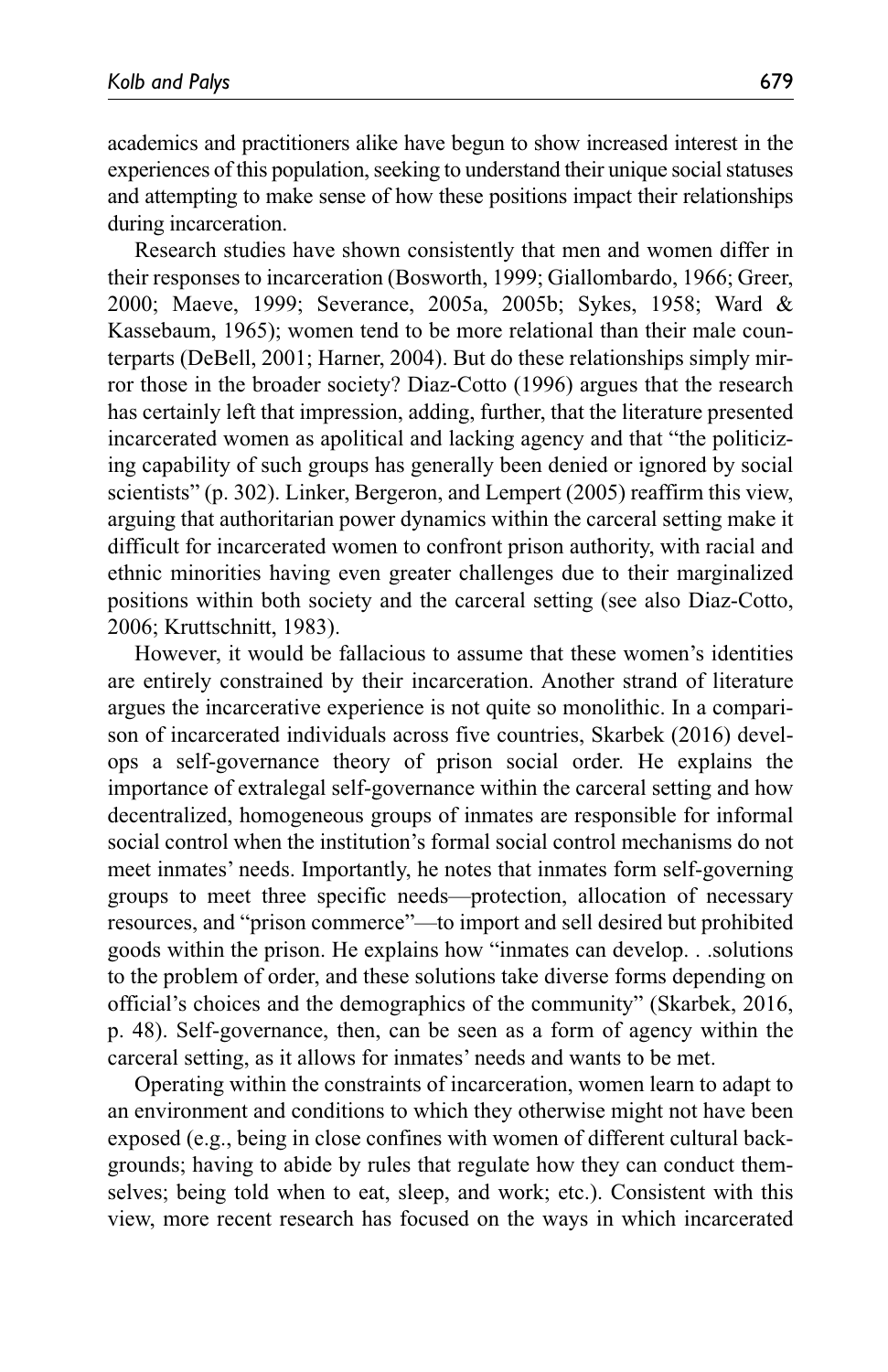academics and practitioners alike have begun to show increased interest in the experiences of this population, seeking to understand their unique social statuses and attempting to make sense of how these positions impact their relationships during incarceration.

Research studies have shown consistently that men and women differ in their responses to incarceration (Bosworth, 1999; Giallombardo, 1966; Greer, 2000; Maeve, 1999; Severance, 2005a, 2005b; Sykes, 1958; Ward & Kassebaum, 1965); women tend to be more relational than their male counterparts (DeBell, 2001; Harner, 2004). But do these relationships simply mirror those in the broader society? Diaz-Cotto (1996) argues that the research has certainly left that impression, adding, further, that the literature presented incarcerated women as apolitical and lacking agency and that "the politicizing capability of such groups has generally been denied or ignored by social scientists" (p. 302). Linker, Bergeron, and Lempert (2005) reaffirm this view, arguing that authoritarian power dynamics within the carceral setting make it difficult for incarcerated women to confront prison authority, with racial and ethnic minorities having even greater challenges due to their marginalized positions within both society and the carceral setting (see also Diaz-Cotto, 2006; Kruttschnitt, 1983).

However, it would be fallacious to assume that these women's identities are entirely constrained by their incarceration. Another strand of literature argues the incarcerative experience is not quite so monolithic. In a comparison of incarcerated individuals across five countries, Skarbek (2016) develops a self-governance theory of prison social order. He explains the importance of extralegal self-governance within the carceral setting and how decentralized, homogeneous groups of inmates are responsible for informal social control when the institution's formal social control mechanisms do not meet inmates' needs. Importantly, he notes that inmates form self-governing groups to meet three specific needs—protection, allocation of necessary resources, and "prison commerce"—to import and sell desired but prohibited goods within the prison. He explains how "inmates can develop. . .solutions to the problem of order, and these solutions take diverse forms depending on official's choices and the demographics of the community" (Skarbek, 2016, p. 48). Self-governance, then, can be seen as a form of agency within the carceral setting, as it allows for inmates' needs and wants to be met.

Operating within the constraints of incarceration, women learn to adapt to an environment and conditions to which they otherwise might not have been exposed (e.g., being in close confines with women of different cultural backgrounds; having to abide by rules that regulate how they can conduct themselves; being told when to eat, sleep, and work; etc.). Consistent with this view, more recent research has focused on the ways in which incarcerated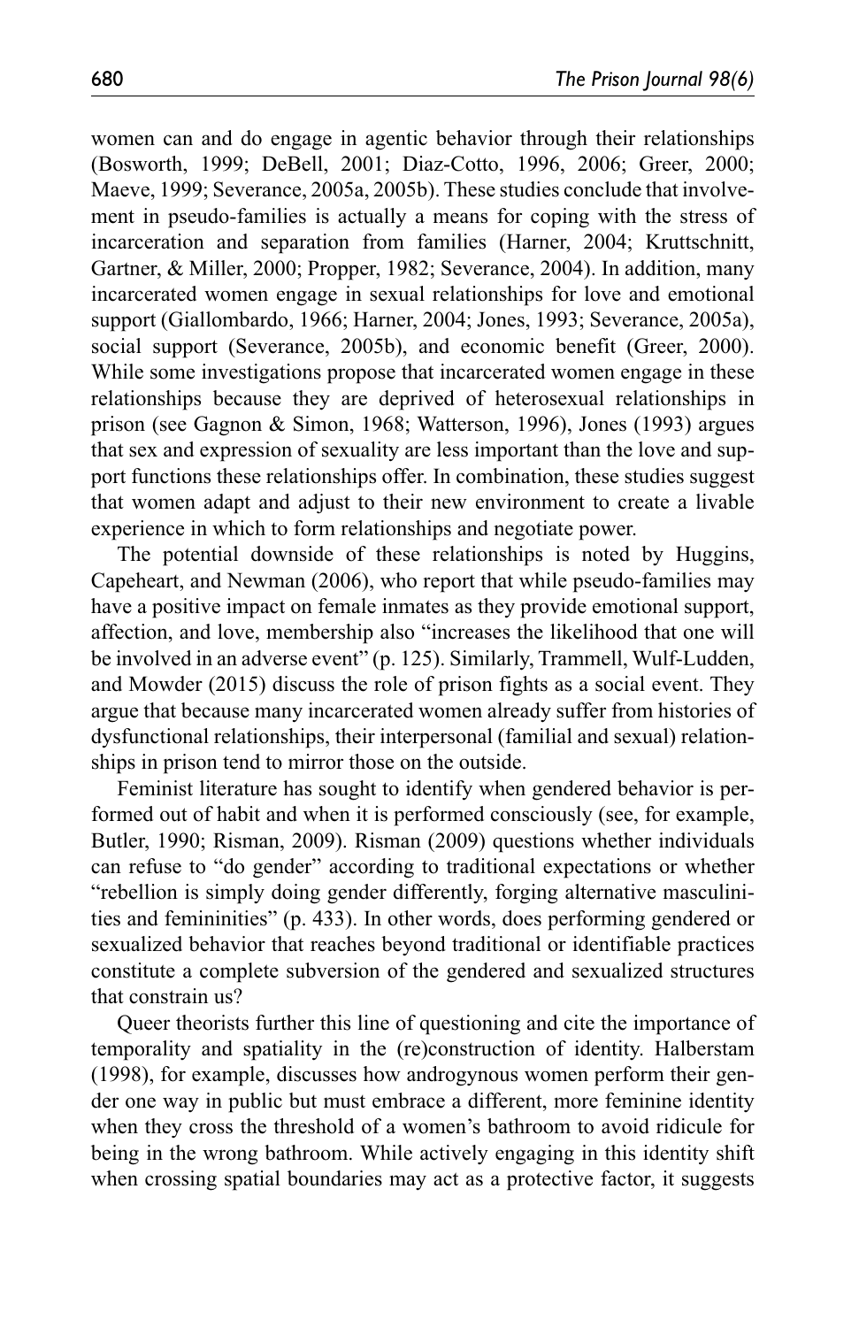women can and do engage in agentic behavior through their relationships (Bosworth, 1999; DeBell, 2001; Diaz-Cotto, 1996, 2006; Greer, 2000; Maeve, 1999; Severance, 2005a, 2005b). These studies conclude that involvement in pseudo-families is actually a means for coping with the stress of incarceration and separation from families (Harner, 2004; Kruttschnitt, Gartner, & Miller, 2000; Propper, 1982; Severance, 2004). In addition, many incarcerated women engage in sexual relationships for love and emotional support (Giallombardo, 1966; Harner, 2004; Jones, 1993; Severance, 2005a), social support (Severance, 2005b), and economic benefit (Greer, 2000). While some investigations propose that incarcerated women engage in these relationships because they are deprived of heterosexual relationships in prison (see Gagnon & Simon, 1968; Watterson, 1996), Jones (1993) argues that sex and expression of sexuality are less important than the love and support functions these relationships offer. In combination, these studies suggest that women adapt and adjust to their new environment to create a livable experience in which to form relationships and negotiate power.

The potential downside of these relationships is noted by Huggins, Capeheart, and Newman (2006), who report that while pseudo-families may have a positive impact on female inmates as they provide emotional support, affection, and love, membership also "increases the likelihood that one will be involved in an adverse event" (p. 125). Similarly, Trammell, Wulf-Ludden, and Mowder (2015) discuss the role of prison fights as a social event. They argue that because many incarcerated women already suffer from histories of dysfunctional relationships, their interpersonal (familial and sexual) relationships in prison tend to mirror those on the outside.

Feminist literature has sought to identify when gendered behavior is performed out of habit and when it is performed consciously (see, for example, Butler, 1990; Risman, 2009). Risman (2009) questions whether individuals can refuse to "do gender" according to traditional expectations or whether "rebellion is simply doing gender differently, forging alternative masculinities and femininities" (p. 433). In other words, does performing gendered or sexualized behavior that reaches beyond traditional or identifiable practices constitute a complete subversion of the gendered and sexualized structures that constrain us?

Queer theorists further this line of questioning and cite the importance of temporality and spatiality in the (re)construction of identity. Halberstam (1998), for example, discusses how androgynous women perform their gender one way in public but must embrace a different, more feminine identity when they cross the threshold of a women's bathroom to avoid ridicule for being in the wrong bathroom. While actively engaging in this identity shift when crossing spatial boundaries may act as a protective factor, it suggests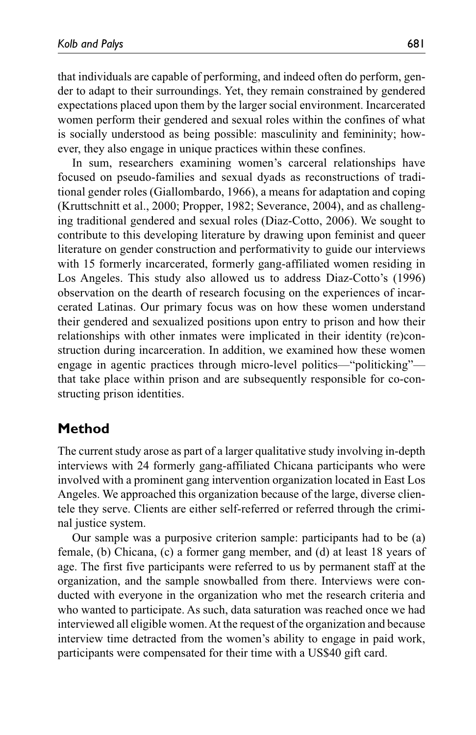that individuals are capable of performing, and indeed often do perform, gender to adapt to their surroundings. Yet, they remain constrained by gendered expectations placed upon them by the larger social environment. Incarcerated women perform their gendered and sexual roles within the confines of what is socially understood as being possible: masculinity and femininity; however, they also engage in unique practices within these confines.

In sum, researchers examining women's carceral relationships have focused on pseudo-families and sexual dyads as reconstructions of traditional gender roles (Giallombardo, 1966), a means for adaptation and coping (Kruttschnitt et al., 2000; Propper, 1982; Severance, 2004), and as challenging traditional gendered and sexual roles (Diaz-Cotto, 2006). We sought to contribute to this developing literature by drawing upon feminist and queer literature on gender construction and performativity to guide our interviews with 15 formerly incarcerated, formerly gang-affiliated women residing in Los Angeles. This study also allowed us to address Diaz-Cotto's (1996) observation on the dearth of research focusing on the experiences of incarcerated Latinas. Our primary focus was on how these women understand their gendered and sexualized positions upon entry to prison and how their relationships with other inmates were implicated in their identity (re)construction during incarceration. In addition, we examined how these women engage in agentic practices through micro-level politics—"politicking"—that take place within prison and are subsequently responsible for co-constructing prison identities.

## Method

The current study arose as part of a larger qualitative study involving in-depth interviews with 24 formerly gang-affiliated Chicana participants who were involved with a prominent gang intervention organization located in East Los Angeles. We approached this organization because of the large, diverse clientele they serve. Clients are either self-referred or referred through the criminal justice system.

Our sample was a purposive criterion sample: participants had to be (a) female, (b) Chicana, (c) a former gang member, and (d) at least 18 years of age. The first five participants were referred to us by permanent staff at the organization, and the sample snowballed from there. Interviews were conducted with everyone in the organization who met the research criteria and who wanted to participate. As such, data saturation was reached once we had interviewed all eligible women. At the request of the organization and because interview time detracted from the women's ability to engage in paid work, participants were compensated for their time with a US$40 gift card.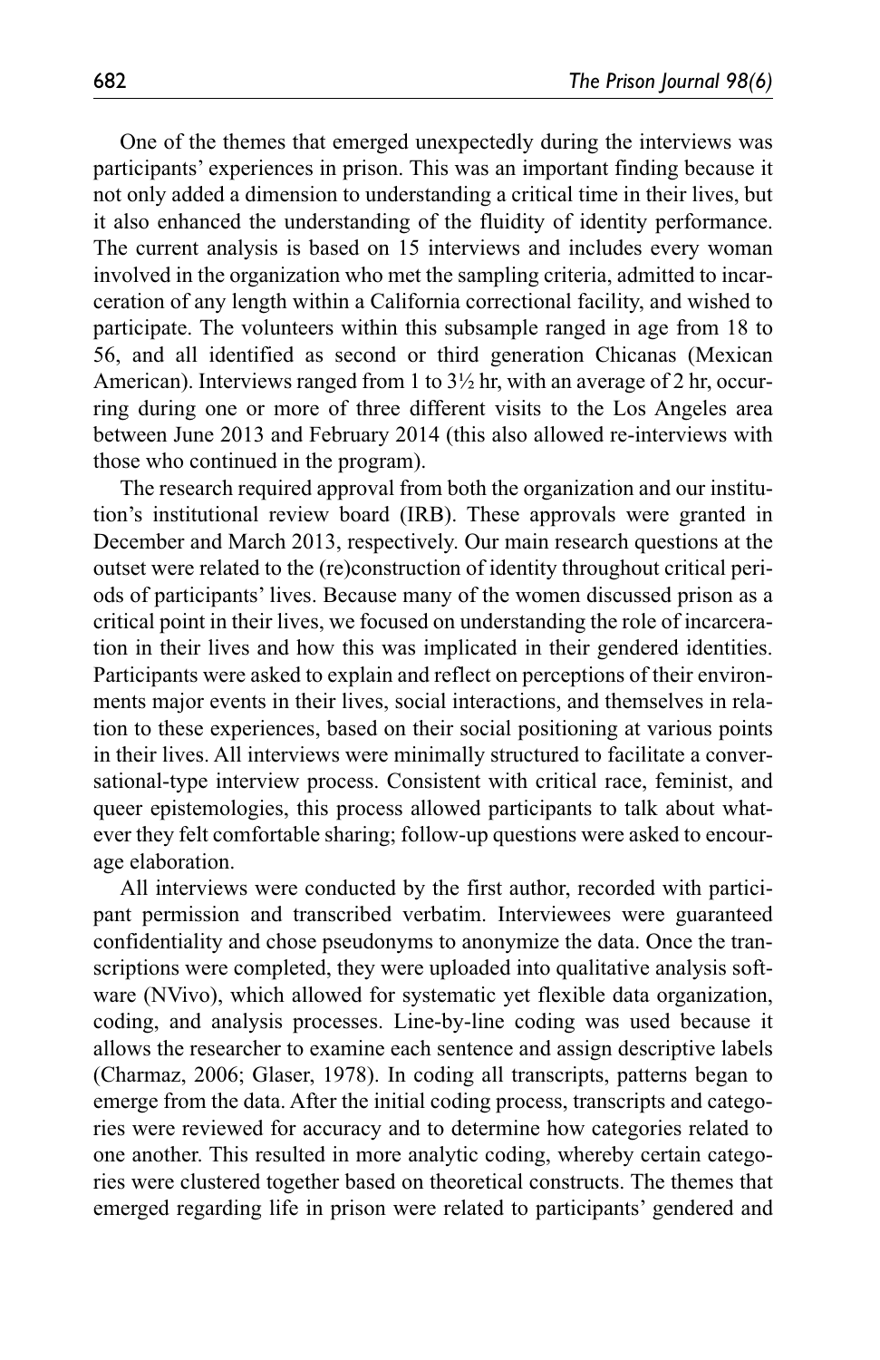One of the themes that emerged unexpectedly during the interviews was participants' experiences in prison. This was an important finding because it not only added a dimension to understanding a critical time in their lives, but it also enhanced the understanding of the fluidity of identity performance. The current analysis is based on 15 interviews and includes every woman involved in the organization who met the sampling criteria, admitted to incarceration of any length within a California correctional facility, and wished to participate. The volunteers within this subsample ranged in age from 18 to 56, and all identified as second or third generation Chicanas (Mexican American). Interviews ranged from 1 to 3½ hr, with an average of 2 hr, occurring during one or more of three different visits to the Los Angeles area between June 2013 and February 2014 (this also allowed re-interviews with those who continued in the program).

The research required approval from both the organization and our institution's institutional review board (IRB). These approvals were granted in December and March 2013, respectively. Our main research questions at the outset were related to the (re)construction of identity throughout critical periods of participants' lives. Because many of the women discussed prison as a critical point in their lives, we focused on understanding the role of incarceration in their lives and how this was implicated in their gendered identities. Participants were asked to explain and reflect on perceptions of their environments major events in their lives, social interactions, and themselves in relation to these experiences, based on their social positioning at various points in their lives. All interviews were minimally structured to facilitate a conversational-type interview process. Consistent with critical race, feminist, and queer epistemologies, this process allowed participants to talk about whatever they felt comfortable sharing; follow-up questions were asked to encourage elaboration.

All interviews were conducted by the first author, recorded with participant permission and transcribed verbatim. Interviewees were guaranteed confidentiality and chose pseudonyms to anonymize the data. Once the transcriptions were completed, they were uploaded into qualitative analysis software (NVivo), which allowed for systematic yet flexible data organization, coding, and analysis processes. Line-by-line coding was used because it allows the researcher to examine each sentence and assign descriptive labels (Charmaz, 2006; Glaser, 1978). In coding all transcripts, patterns began to emerge from the data. After the initial coding process, transcripts and categories were reviewed for accuracy and to determine how categories related to one another. This resulted in more analytic coding, whereby certain categories were clustered together based on theoretical constructs. The themes that emerged regarding life in prison were related to participants' gendered and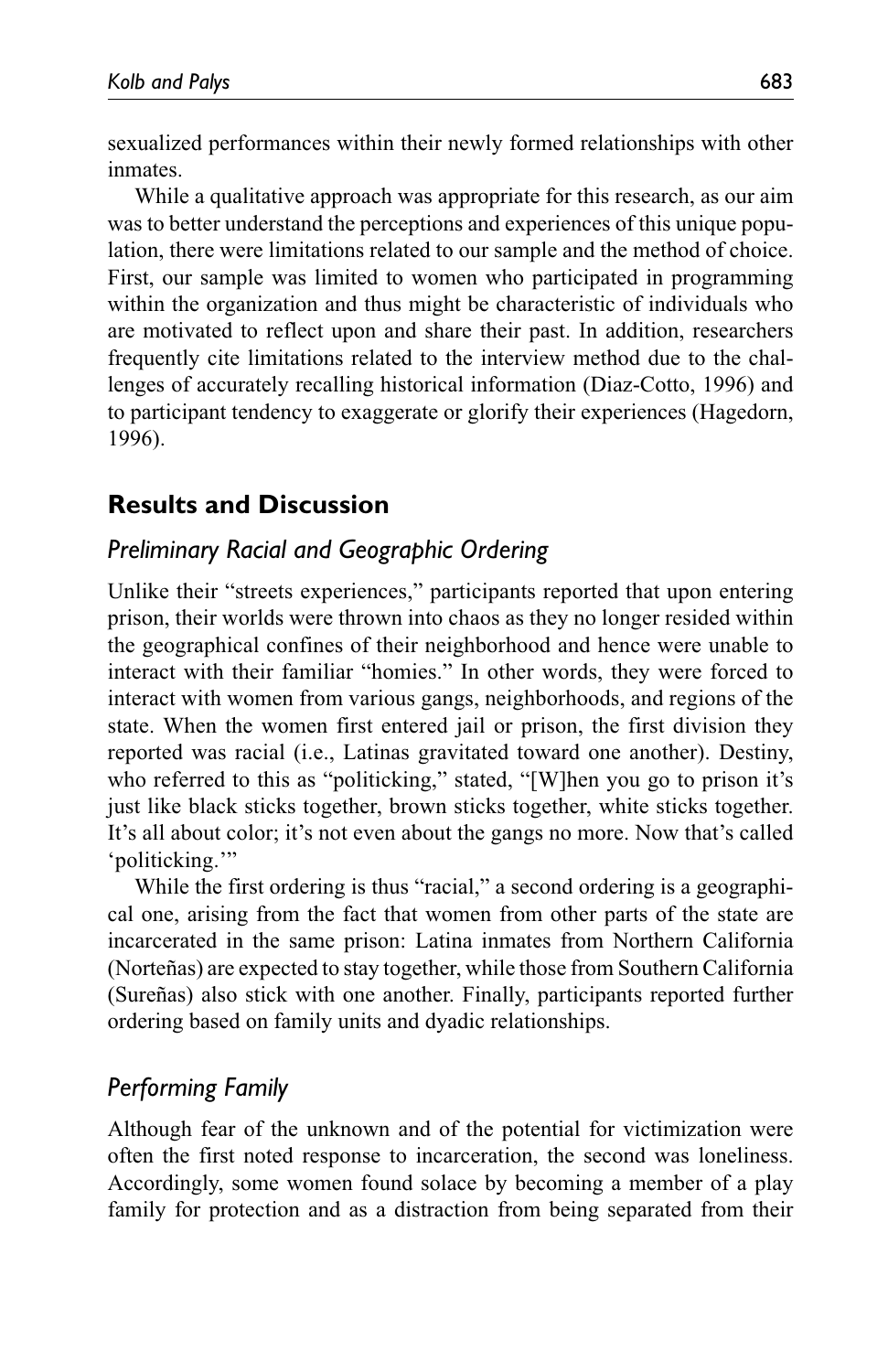sexualized performances within their newly formed relationships with other inmates.

While a qualitative approach was appropriate for this research, as our aim was to better understand the perceptions and experiences of this unique population, there were limitations related to our sample and the method of choice. First, our sample was limited to women who participated in programming within the organization and thus might be characteristic of individuals who are motivated to reflect upon and share their past. In addition, researchers frequently cite limitations related to the interview method due to the challenges of accurately recalling historical information (Diaz-Cotto, 1996) and to participant tendency to exaggerate or glorify their experiences (Hagedorn, 1996).

## Results and Discussion

### *Preliminary Racial and Geographic Ordering*

Unlike their "streets experiences," participants reported that upon entering prison, their worlds were thrown into chaos as they no longer resided within the geographical confines of their neighborhood and hence were unable to interact with their familiar "homies." In other words, they were forced to interact with women from various gangs, neighborhoods, and regions of the state. When the women first entered jail or prison, the first division they reported was racial (i.e., Latinas gravitated toward one another). Destiny, who referred to this as "politicking," stated, "[W]hen you go to prison it's just like black sticks together, brown sticks together, white sticks together. It's all about color; it's not even about the gangs no more. Now that's called 'politicking.'"

While the first ordering is thus "racial," a second ordering is a geographical one, arising from the fact that women from other parts of the state are incarcerated in the same prison: Latina inmates from Northern California (Norteñas) are expected to stay together, while those from Southern California (Sureñas) also stick with one another. Finally, participants reported further ordering based on family units and dyadic relationships.

### *Performing Family*

Although fear of the unknown and of the potential for victimization were often the first noted response to incarceration, the second was loneliness. Accordingly, some women found solace by becoming a member of a play family for protection and as a distraction from being separated from their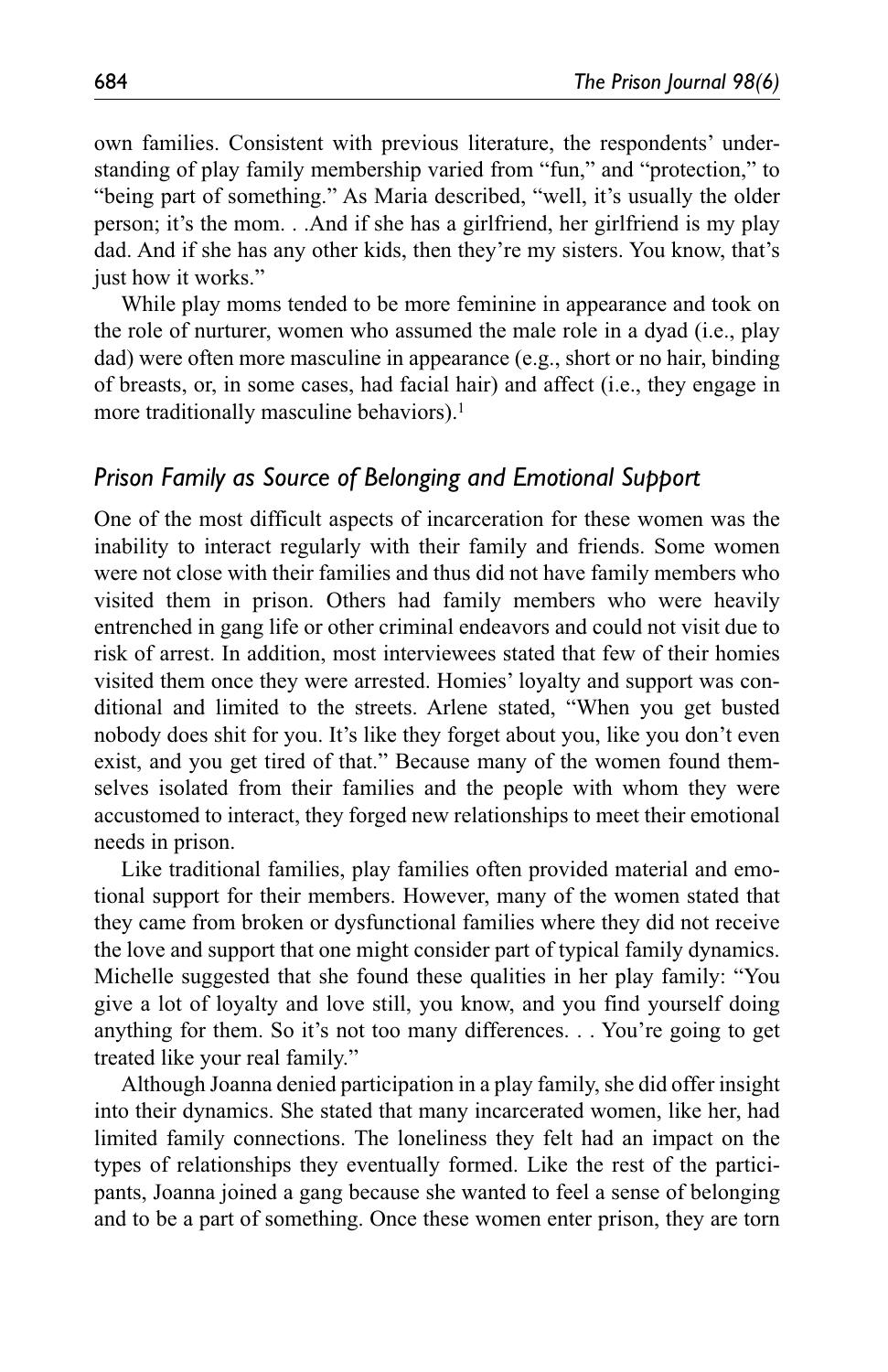own families. Consistent with previous literature, the respondents' understanding of play family membership varied from "fun," and "protection," to "being part of something." As Maria described, "well, it's usually the older person; it's the mom. . .And if she has a girlfriend, her girlfriend is my play dad. And if she has any other kids, then they're my sisters. You know, that's just how it works."

While play moms tended to be more feminine in appearance and took on the role of nurturer, women who assumed the male role in a dyad (i.e., play dad) were often more masculine in appearance (e.g., short or no hair, binding of breasts, or, in some cases, had facial hair) and affect (i.e., they engage in more traditionally masculine behaviors).[1]

## *Prison Family as Source of Belonging and Emotional Support*

One of the most difficult aspects of incarceration for these women was the inability to interact regularly with their family and friends. Some women were not close with their families and thus did not have family members who visited them in prison. Others had family members who were heavily entrenched in gang life or other criminal endeavors and could not visit due to risk of arrest. In addition, most interviewees stated that few of their homies visited them once they were arrested. Homies' loyalty and support was conditional and limited to the streets. Arlene stated, "When you get busted nobody does shit for you. It's like they forget about you, like you don't even exist, and you get tired of that." Because many of the women found themselves isolated from their families and the people with whom they were accustomed to interact, they forged new relationships to meet their emotional needs in prison.

Like traditional families, play families often provided material and emotional support for their members. However, many of the women stated that they came from broken or dysfunctional families where they did not receive the love and support that one might consider part of typical family dynamics. Michelle suggested that she found these qualities in her play family: "You give a lot of loyalty and love still, you know, and you find yourself doing anything for them. So it's not too many differences. . . You're going to get treated like your real family."

Although Joanna denied participation in a play family, she did offer insight into their dynamics. She stated that many incarcerated women, like her, had limited family connections. The loneliness they felt had an impact on the types of relationships they eventually formed. Like the rest of the participants, Joanna joined a gang because she wanted to feel a sense of belonging and to be a part of something. Once these women enter prison, they are torn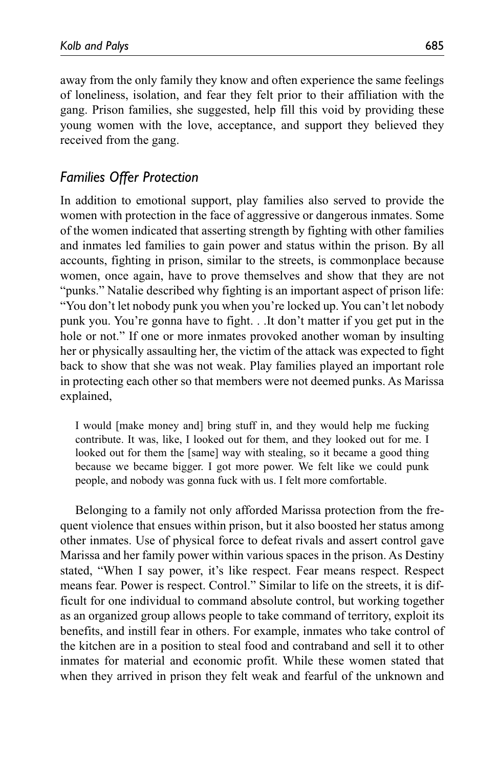away from the only family they know and often experience the same feelings of loneliness, isolation, and fear they felt prior to their affiliation with the gang. Prison families, she suggested, help fill this void by providing these young women with the love, acceptance, and support they believed they received from the gang.

### *Families Offer Protection*

In addition to emotional support, play families also served to provide the women with protection in the face of aggressive or dangerous inmates. Some of the women indicated that asserting strength by fighting with other families and inmates led families to gain power and status within the prison. By all accounts, fighting in prison, similar to the streets, is commonplace because women, once again, have to prove themselves and show that they are not "punks." Natalie described why fighting is an important aspect of prison life: "You don't let nobody punk you when you're locked up. You can't let nobody punk you. You're gonna have to fight. . .It don't matter if you get put in the hole or not." If one or more inmates provoked another woman by insulting her or physically assaulting her, the victim of the attack was expected to fight back to show that she was not weak. Play families played an important role in protecting each other so that members were not deemed punks. As Marissa explained,

> I would [make money and] bring stuff in, and they would help me fucking contribute. It was, like, I looked out for them, and they looked out for me. I looked out for them the [same] way with stealing, so it became a good thing because we became bigger. I got more power. We felt like we could punk people, and nobody was gonna fuck with us. I felt more comfortable.

Belonging to a family not only afforded Marissa protection from the frequent violence that ensues within prison, but it also boosted her status among other inmates. Use of physical force to defeat rivals and assert control gave Marissa and her family power within various spaces in the prison. As Destiny stated, "When I say power, it's like respect. Fear means respect. Respect means fear. Power is respect. Control." Similar to life on the streets, it is difficult for one individual to command absolute control, but working together as an organized group allows people to take command of territory, exploit its benefits, and instill fear in others. For example, inmates who take control of the kitchen are in a position to steal food and contraband and sell it to other inmates for material and economic profit. While these women stated that when they arrived in prison they felt weak and fearful of the unknown and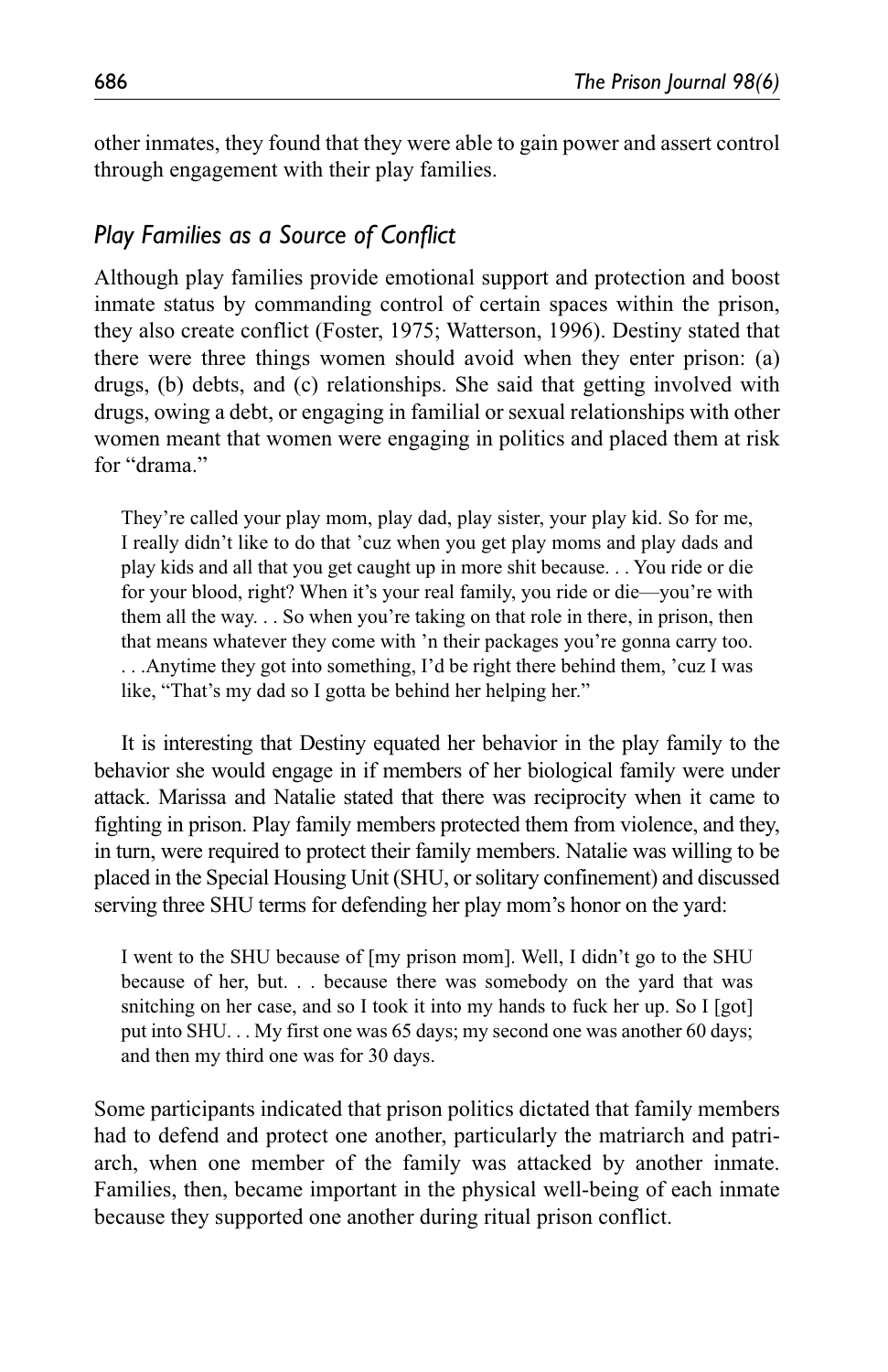other inmates, they found that they were able to gain power and assert control through engagement with their play families.

### *Play Families as a Source of Conflict*

Although play families provide emotional support and protection and boost inmate status by commanding control of certain spaces within the prison, they also create conflict (Foster, 1975; Watterson, 1996). Destiny stated that there were three things women should avoid when they enter prison: (a) drugs, (b) debts, and (c) relationships. She said that getting involved with drugs, owing a debt, or engaging in familial or sexual relationships with other women meant that women were engaging in politics and placed them at risk for "drama."

> They're called your play mom, play dad, play sister, your play kid. So for me, I really didn't like to do that 'cuz when you get play moms and play dads and play kids and all that you get caught up in more shit because. . . You ride or die for your blood, right? When it's your real family, you ride or die—you're with them all the way. . . So when you're taking on that role in there, in prison, then that means whatever they come with 'n their packages you're gonna carry too. . . .Anytime they got into something, I'd be right there behind them, 'cuz I was like, "That's my dad so I gotta be behind her helping her."

It is interesting that Destiny equated her behavior in the play family to the behavior she would engage in if members of her biological family were under attack. Marissa and Natalie stated that there was reciprocity when it came to fighting in prison. Play family members protected them from violence, and they, in turn, were required to protect their family members. Natalie was willing to be placed in the Special Housing Unit (SHU, or solitary confinement) and discussed serving three SHU terms for defending her play mom's honor on the yard:

> I went to the SHU because of [my prison mom]. Well, I didn't go to the SHU because of her, but. . . because there was somebody on the yard that was snitching on her case, and so I took it into my hands to fuck her up. So I [got] put into SHU. . . My first one was 65 days; my second one was another 60 days; and then my third one was for 30 days.

Some participants indicated that prison politics dictated that family members had to defend and protect one another, particularly the matriarch and patriarch, when one member of the family was attacked by another inmate. Families, then, became important in the physical well-being of each inmate because they supported one another during ritual prison conflict.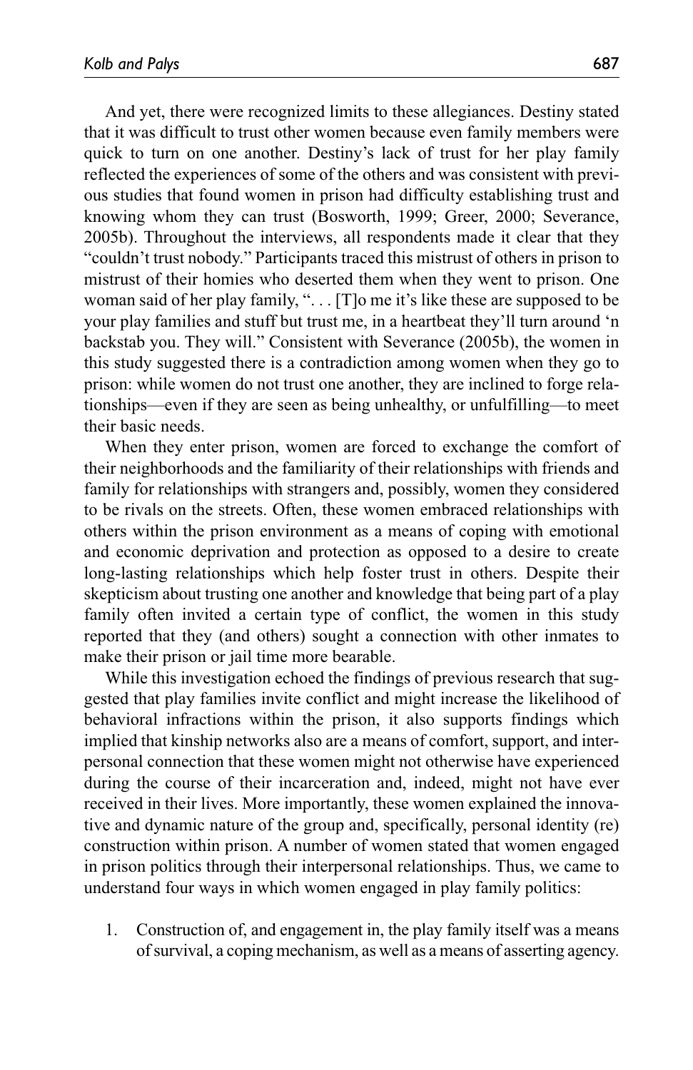And yet, there were recognized limits to these allegiances. Destiny stated that it was difficult to trust other women because even family members were quick to turn on one another. Destiny's lack of trust for her play family reflected the experiences of some of the others and was consistent with previous studies that found women in prison had difficulty establishing trust and knowing whom they can trust (Bosworth, 1999; Greer, 2000; Severance, 2005b). Throughout the interviews, all respondents made it clear that they "couldn't trust nobody." Participants traced this mistrust of others in prison to mistrust of their homies who deserted them when they went to prison. One woman said of her play family, ". . . [T]o me it's like these are supposed to be your play families and stuff but trust me, in a heartbeat they'll turn around 'n backstab you. They will." Consistent with Severance (2005b), the women in this study suggested there is a contradiction among women when they go to prison: while women do not trust one another, they are inclined to forge relationships—even if they are seen as being unhealthy, or unfulfilling—to meet their basic needs.

When they enter prison, women are forced to exchange the comfort of their neighborhoods and the familiarity of their relationships with friends and family for relationships with strangers and, possibly, women they considered to be rivals on the streets. Often, these women embraced relationships with others within the prison environment as a means of coping with emotional and economic deprivation and protection as opposed to a desire to create long-lasting relationships which help foster trust in others. Despite their skepticism about trusting one another and knowledge that being part of a play family often invited a certain type of conflict, the women in this study reported that they (and others) sought a connection with other inmates to make their prison or jail time more bearable.

While this investigation echoed the findings of previous research that suggested that play families invite conflict and might increase the likelihood of behavioral infractions within the prison, it also supports findings which implied that kinship networks also are a means of comfort, support, and interpersonal connection that these women might not otherwise have experienced during the course of their incarceration and, indeed, might not have ever received in their lives. More importantly, these women explained the innovative and dynamic nature of the group and, specifically, personal identity (re) construction within prison. A number of women stated that women engaged in prison politics through their interpersonal relationships. Thus, we came to understand four ways in which women engaged in play family politics:

1. Construction of, and engagement in, the play family itself was a means of survival, a coping mechanism, as well as a means of asserting agency.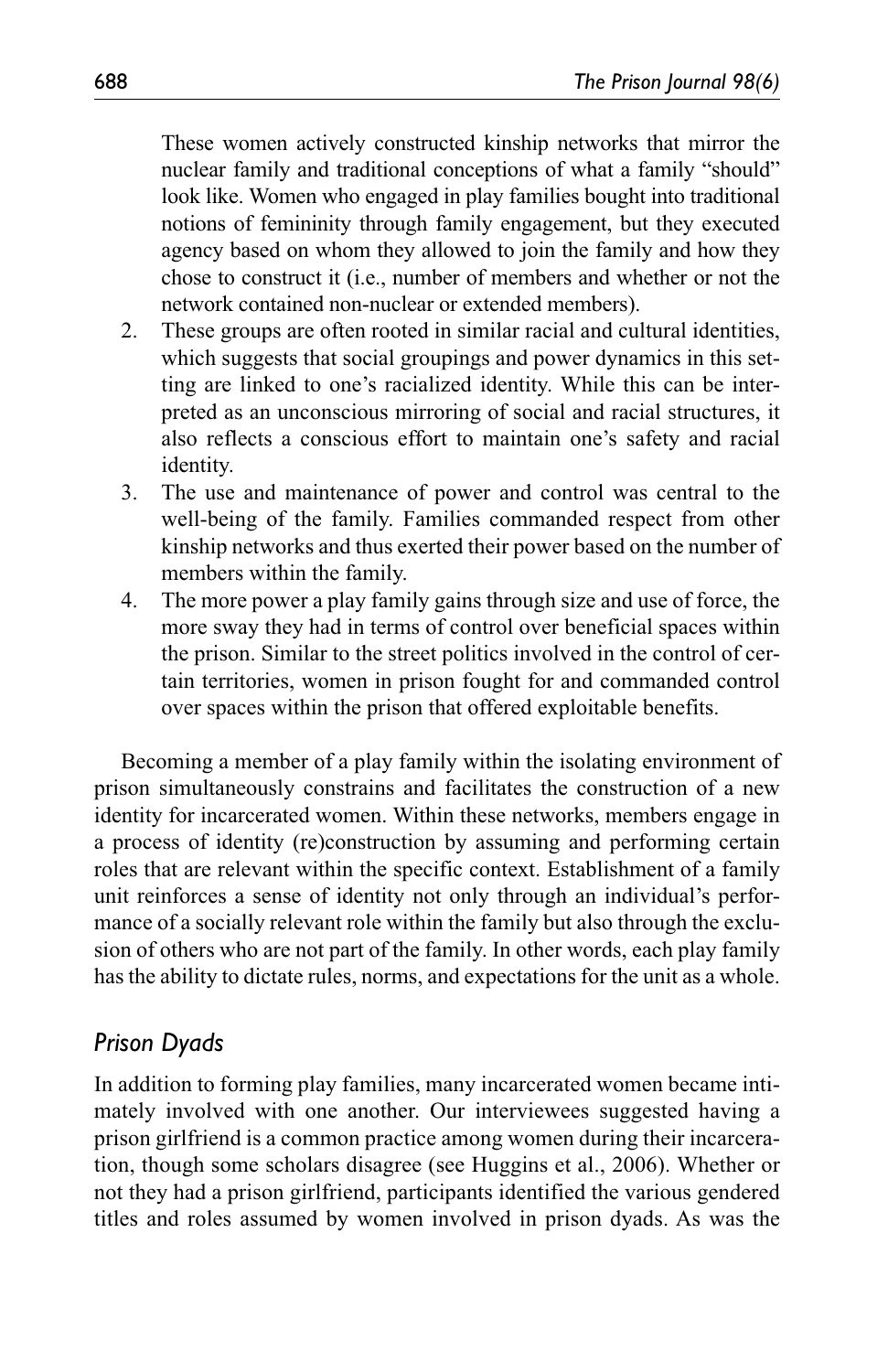These women actively constructed kinship networks that mirror the nuclear family and traditional conceptions of what a family "should" look like. Women who engaged in play families bought into traditional notions of femininity through family engagement, but they executed agency based on whom they allowed to join the family and how they chose to construct it (i.e., number of members and whether or not the network contained non-nuclear or extended members).

2. These groups are often rooted in similar racial and cultural identities, which suggests that social groupings and power dynamics in this setting are linked to one's racialized identity. While this can be interpreted as an unconscious mirroring of social and racial structures, it also reflects a conscious effort to maintain one's safety and racial identity.
3. The use and maintenance of power and control was central to the well-being of the family. Families commanded respect from other kinship networks and thus exerted their power based on the number of members within the family.
4. The more power a play family gains through size and use of force, the more sway they had in terms of control over beneficial spaces within the prison. Similar to the street politics involved in the control of certain territories, women in prison fought for and commanded control over spaces within the prison that offered exploitable benefits.

Becoming a member of a play family within the isolating environment of prison simultaneously constrains and facilitates the construction of a new identity for incarcerated women. Within these networks, members engage in a process of identity (re)construction by assuming and performing certain roles that are relevant within the specific context. Establishment of a family unit reinforces a sense of identity not only through an individual's performance of a socially relevant role within the family but also through the exclusion of others who are not part of the family. In other words, each play family has the ability to dictate rules, norms, and expectations for the unit as a whole.

## *Prison Dyads*

In addition to forming play families, many incarcerated women became intimately involved with one another. Our interviewees suggested having a prison girlfriend is a common practice among women during their incarceration, though some scholars disagree (see Huggins et al., 2006). Whether or not they had a prison girlfriend, participants identified the various gendered titles and roles assumed by women involved in prison dyads. As was the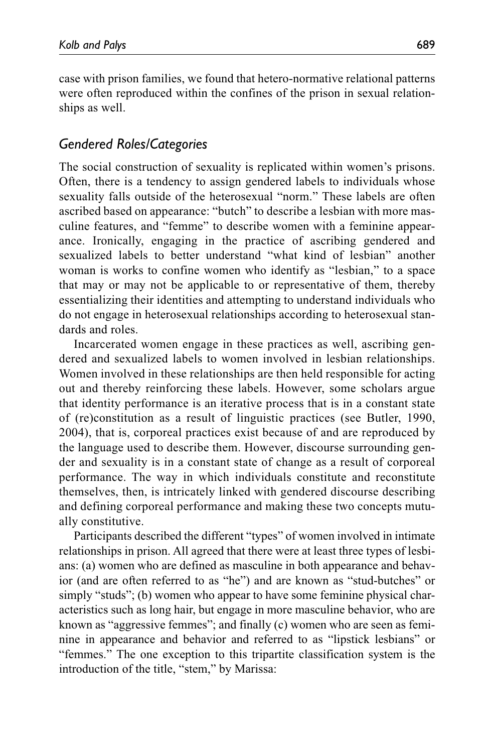case with prison families, we found that hetero-normative relational patterns were often reproduced within the confines of the prison in sexual relationships as well.

### *Gendered Roles/Categories*

The social construction of sexuality is replicated within women's prisons. Often, there is a tendency to assign gendered labels to individuals whose sexuality falls outside of the heterosexual "norm." These labels are often ascribed based on appearance: "butch" to describe a lesbian with more masculine features, and "femme" to describe women with a feminine appearance. Ironically, engaging in the practice of ascribing gendered and sexualized labels to better understand "what kind of lesbian" another woman is works to confine women who identify as "lesbian," to a space that may or may not be applicable to or representative of them, thereby essentializing their identities and attempting to understand individuals who do not engage in heterosexual relationships according to heterosexual standards and roles.

Incarcerated women engage in these practices as well, ascribing gendered and sexualized labels to women involved in lesbian relationships. Women involved in these relationships are then held responsible for acting out and thereby reinforcing these labels. However, some scholars argue that identity performance is an iterative process that is in a constant state of (re)constitution as a result of linguistic practices (see Butler, 1990, 2004), that is, corporeal practices exist because of and are reproduced by the language used to describe them. However, discourse surrounding gender and sexuality is in a constant state of change as a result of corporeal performance. The way in which individuals constitute and reconstitute themselves, then, is intricately linked with gendered discourse describing and defining corporeal performance and making these two concepts mutually constitutive.

Participants described the different "types" of women involved in intimate relationships in prison. All agreed that there were at least three types of lesbians: (a) women who are defined as masculine in both appearance and behavior (and are often referred to as "he") and are known as "stud-butches" or simply "studs"; (b) women who appear to have some feminine physical characteristics such as long hair, but engage in more masculine behavior, who are known as "aggressive femmes"; and finally (c) women who are seen as feminine in appearance and behavior and referred to as "lipstick lesbians" or "femmes." The one exception to this tripartite classification system is the introduction of the title, "stem," by Marissa: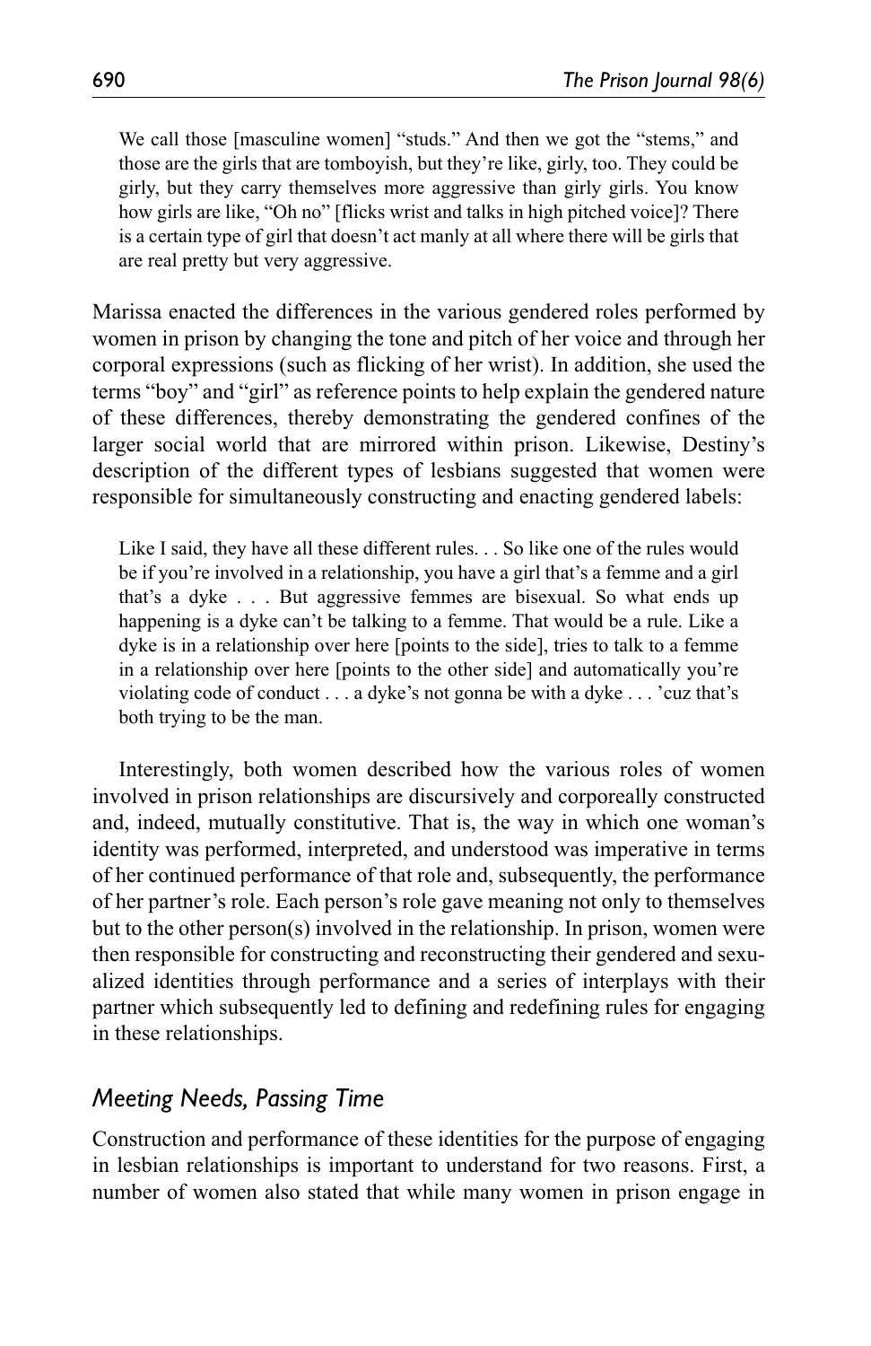> We call those [masculine women] "studs." And then we got the "stems," and those are the girls that are tomboyish, but they're like, girly, too. They could be girly, but they carry themselves more aggressive than girly girls. You know how girls are like, "Oh no" [flicks wrist and talks in high pitched voice]? There is a certain type of girl that doesn't act manly at all where there will be girls that are real pretty but very aggressive.

Marissa enacted the differences in the various gendered roles performed by women in prison by changing the tone and pitch of her voice and through her corporal expressions (such as flicking of her wrist). In addition, she used the terms "boy" and "girl" as reference points to help explain the gendered nature of these differences, thereby demonstrating the gendered confines of the larger social world that are mirrored within prison. Likewise, Destiny's description of the different types of lesbians suggested that women were responsible for simultaneously constructing and enacting gendered labels:

> Like I said, they have all these different rules. . . So like one of the rules would be if you're involved in a relationship, you have a girl that's a femme and a girl that's a dyke . . . But aggressive femmes are bisexual. So what ends up happening is a dyke can't be talking to a femme. That would be a rule. Like a dyke is in a relationship over here [points to the side], tries to talk to a femme in a relationship over here [points to the other side] and automatically you're violating code of conduct . . . a dyke's not gonna be with a dyke . . . 'cuz that's both trying to be the man.

Interestingly, both women described how the various roles of women involved in prison relationships are discursively and corporeally constructed and, indeed, mutually constitutive. That is, the way in which one woman's identity was performed, interpreted, and understood was imperative in terms of her continued performance of that role and, subsequently, the performance of her partner's role. Each person's role gave meaning not only to themselves but to the other person(s) involved in the relationship. In prison, women were then responsible for constructing and reconstructing their gendered and sexualized identities through performance and a series of interplays with their partner which subsequently led to defining and redefining rules for engaging in these relationships.

### *Meeting Needs, Passing Time*

Construction and performance of these identities for the purpose of engaging in lesbian relationships is important to understand for two reasons. First, a number of women also stated that while many women in prison engage in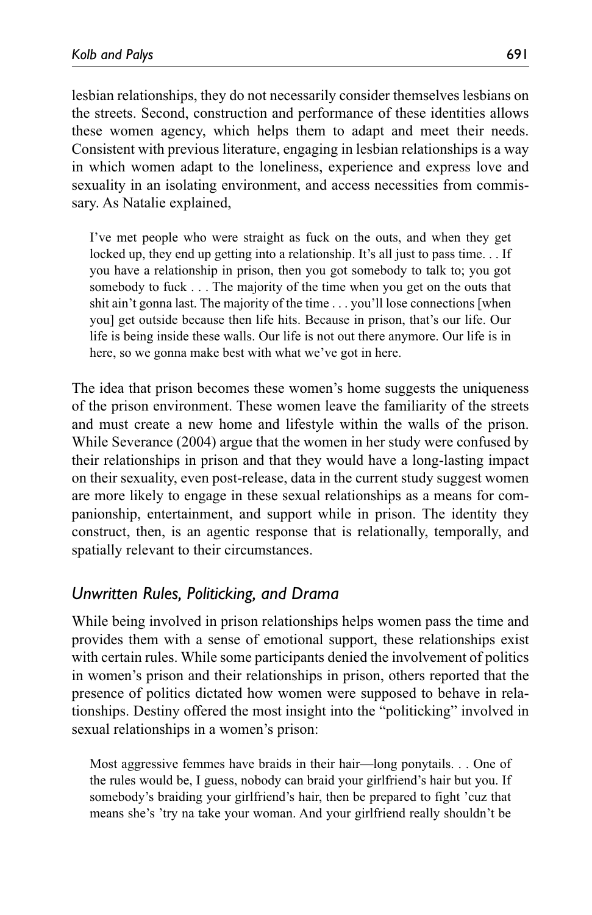lesbian relationships, they do not necessarily consider themselves lesbians on the streets. Second, construction and performance of these identities allows these women agency, which helps them to adapt and meet their needs. Consistent with previous literature, engaging in lesbian relationships is a way in which women adapt to the loneliness, experience and express love and sexuality in an isolating environment, and access necessities from commissary. As Natalie explained,

> I've met people who were straight as fuck on the outs, and when they get locked up, they end up getting into a relationship. It's all just to pass time. . . If you have a relationship in prison, then you got somebody to talk to; you got somebody to fuck . . . The majority of the time when you get on the outs that shit ain't gonna last. The majority of the time . . . you'll lose connections [when you] get outside because then life hits. Because in prison, that's our life. Our life is being inside these walls. Our life is not out there anymore. Our life is in here, so we gonna make best with what we've got in here.

The idea that prison becomes these women's home suggests the uniqueness of the prison environment. These women leave the familiarity of the streets and must create a new home and lifestyle within the walls of the prison. While Severance (2004) argue that the women in her study were confused by their relationships in prison and that they would have a long-lasting impact on their sexuality, even post-release, data in the current study suggest women are more likely to engage in these sexual relationships as a means for companionship, entertainment, and support while in prison. The identity they construct, then, is an agentic response that is relationally, temporally, and spatially relevant to their circumstances.

## *Unwritten Rules, Politicking, and Drama*

While being involved in prison relationships helps women pass the time and provides them with a sense of emotional support, these relationships exist with certain rules. While some participants denied the involvement of politics in women's prison and their relationships in prison, others reported that the presence of politics dictated how women were supposed to behave in relationships. Destiny offered the most insight into the "politicking" involved in sexual relationships in a women's prison:

> Most aggressive femmes have braids in their hair—long ponytails. . . One of the rules would be, I guess, nobody can braid your girlfriend's hair but you. If somebody's braiding your girlfriend's hair, then be prepared to fight 'cuz that means she's 'try na take your woman. And your girlfriend really shouldn't be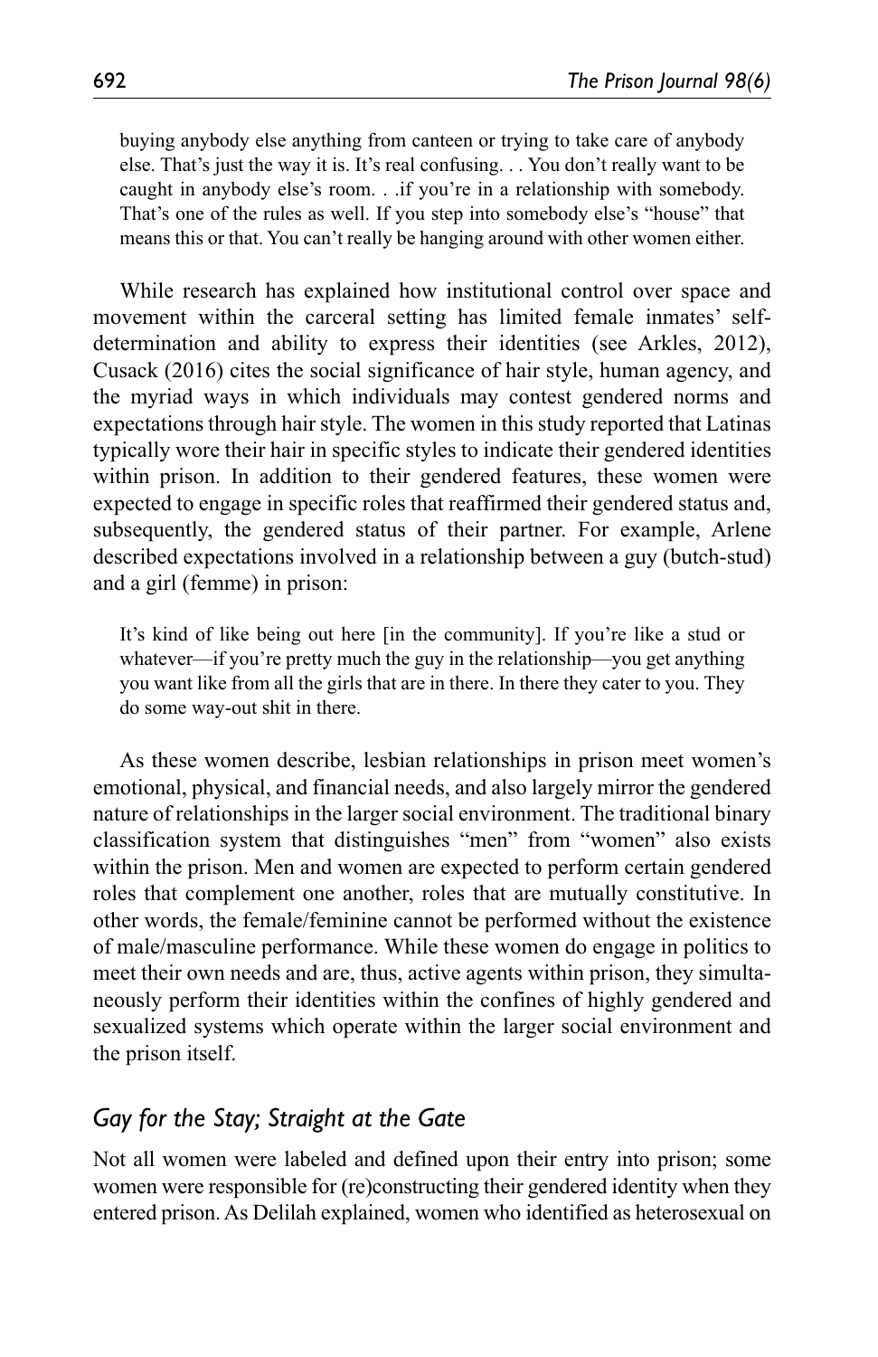> buying anybody else anything from canteen or trying to take care of anybody else. That's just the way it is. It's real confusing. . . You don't really want to be caught in anybody else's room. . .if you're in a relationship with somebody. That's one of the rules as well. If you step into somebody else's "house" that means this or that. You can't really be hanging around with other women either.

While research has explained how institutional control over space and movement within the carceral setting has limited female inmates' self-determination and ability to express their identities (see Arkles, 2012), Cusack (2016) cites the social significance of hair style, human agency, and the myriad ways in which individuals may contest gendered norms and expectations through hair style. The women in this study reported that Latinas typically wore their hair in specific styles to indicate their gendered identities within prison. In addition to their gendered features, these women were expected to engage in specific roles that reaffirmed their gendered status and, subsequently, the gendered status of their partner. For example, Arlene described expectations involved in a relationship between a guy (butch-stud) and a girl (femme) in prison:

> It's kind of like being out here [in the community]. If you're like a stud or whatever—if you're pretty much the guy in the relationship—you get anything you want like from all the girls that are in there. In there they cater to you. They do some way-out shit in there.

As these women describe, lesbian relationships in prison meet women's emotional, physical, and financial needs, and also largely mirror the gendered nature of relationships in the larger social environment. The traditional binary classification system that distinguishes "men" from "women" also exists within the prison. Men and women are expected to perform certain gendered roles that complement one another, roles that are mutually constitutive. In other words, the female/feminine cannot be performed without the existence of male/masculine performance. While these women do engage in politics to meet their own needs and are, thus, active agents within prison, they simultaneously perform their identities within the confines of highly gendered and sexualized systems which operate within the larger social environment and the prison itself.

## *Gay for the Stay; Straight at the Gate*

Not all women were labeled and defined upon their entry into prison; some women were responsible for (re)constructing their gendered identity when they entered prison. As Delilah explained, women who identified as heterosexual on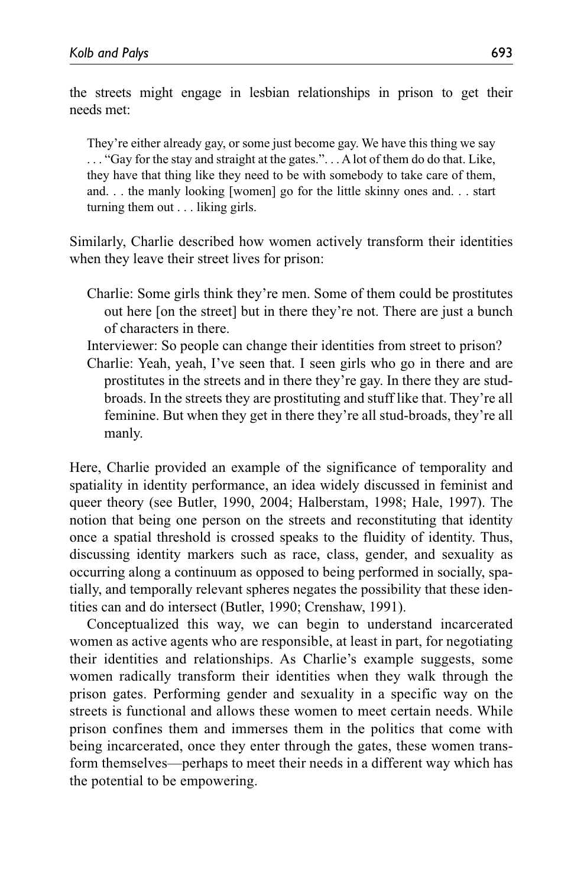the streets might engage in lesbian relationships in prison to get their needs met:

> They're either already gay, or some just become gay. We have this thing we say . . . "Gay for the stay and straight at the gates.". . . A lot of them do do that. Like, they have that thing like they need to be with somebody to take care of them, and. . . the manly looking [women] go for the little skinny ones and. . . start turning them out . . . liking girls.

Similarly, Charlie described how women actively transform their identities when they leave their street lives for prison:

> Charlie: Some girls think they're men. Some of them could be prostitutes out here [on the street] but in there they're not. There are just a bunch of characters in there.
>
> Interviewer: So people can change their identities from street to prison?
>
> Charlie: Yeah, yeah, I've seen that. I seen girls who go in there and are prostitutes in the streets and in there they're gay. In there they are stud-broads. In the streets they are prostituting and stuff like that. They're all feminine. But when they get in there they're all stud-broads, they're all manly.

Here, Charlie provided an example of the significance of temporality and spatiality in identity performance, an idea widely discussed in feminist and queer theory (see Butler, 1990, 2004; Halberstam, 1998; Hale, 1997). The notion that being one person on the streets and reconstituting that identity once a spatial threshold is crossed speaks to the fluidity of identity. Thus, discussing identity markers such as race, class, gender, and sexuality as occurring along a continuum as opposed to being performed in socially, spatially, and temporally relevant spheres negates the possibility that these identities can and do intersect (Butler, 1990; Crenshaw, 1991).

Conceptualized this way, we can begin to understand incarcerated women as active agents who are responsible, at least in part, for negotiating their identities and relationships. As Charlie's example suggests, some women radically transform their identities when they walk through the prison gates. Performing gender and sexuality in a specific way on the streets is functional and allows these women to meet certain needs. While prison confines them and immerses them in the politics that come with being incarcerated, once they enter through the gates, these women transform themselves—perhaps to meet their needs in a different way which has the potential to be empowering.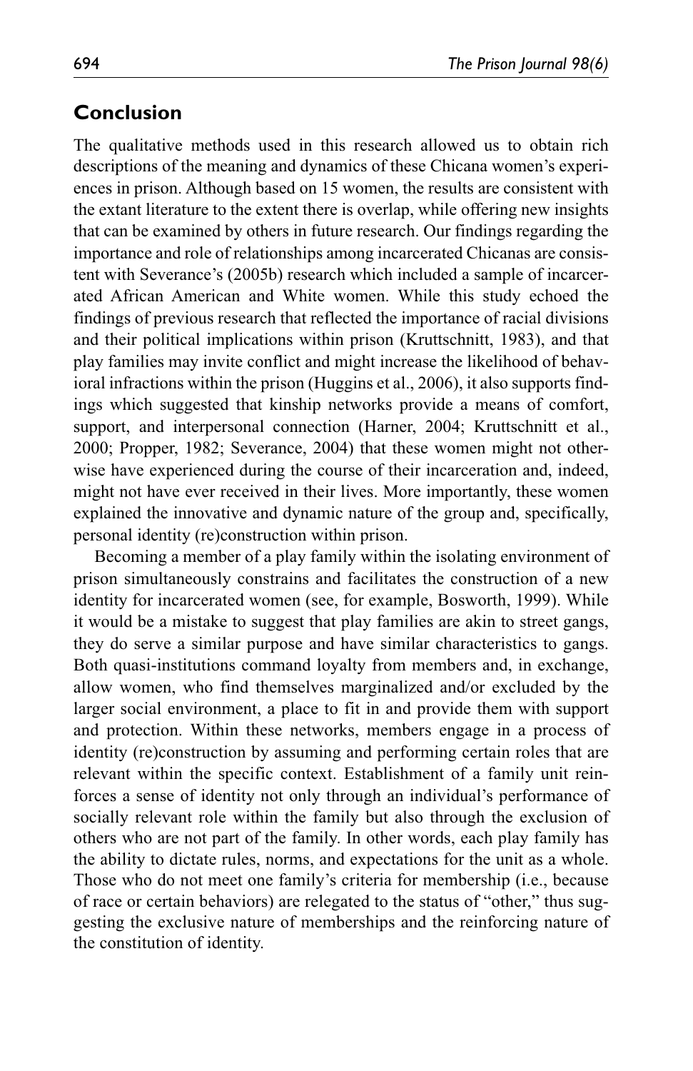## Conclusion

The qualitative methods used in this research allowed us to obtain rich descriptions of the meaning and dynamics of these Chicana women's experiences in prison. Although based on 15 women, the results are consistent with the extant literature to the extent there is overlap, while offering new insights that can be examined by others in future research. Our findings regarding the importance and role of relationships among incarcerated Chicanas are consistent with Severance's (2005b) research which included a sample of incarcerated African American and White women. While this study echoed the findings of previous research that reflected the importance of racial divisions and their political implications within prison (Kruttschnitt, 1983), and that play families may invite conflict and might increase the likelihood of behavioral infractions within the prison (Huggins et al., 2006), it also supports findings which suggested that kinship networks provide a means of comfort, support, and interpersonal connection (Harner, 2004; Kruttschnitt et al., 2000; Propper, 1982; Severance, 2004) that these women might not otherwise have experienced during the course of their incarceration and, indeed, might not have ever received in their lives. More importantly, these women explained the innovative and dynamic nature of the group and, specifically, personal identity (re)construction within prison.

Becoming a member of a play family within the isolating environment of prison simultaneously constrains and facilitates the construction of a new identity for incarcerated women (see, for example, Bosworth, 1999). While it would be a mistake to suggest that play families are akin to street gangs, they do serve a similar purpose and have similar characteristics to gangs. Both quasi-institutions command loyalty from members and, in exchange, allow women, who find themselves marginalized and/or excluded by the larger social environment, a place to fit in and provide them with support and protection. Within these networks, members engage in a process of identity (re)construction by assuming and performing certain roles that are relevant within the specific context. Establishment of a family unit reinforces a sense of identity not only through an individual's performance of socially relevant role within the family but also through the exclusion of others who are not part of the family. In other words, each play family has the ability to dictate rules, norms, and expectations for the unit as a whole. Those who do not meet one family's criteria for membership (i.e., because of race or certain behaviors) are relegated to the status of "other," thus suggesting the exclusive nature of memberships and the reinforcing nature of the constitution of identity.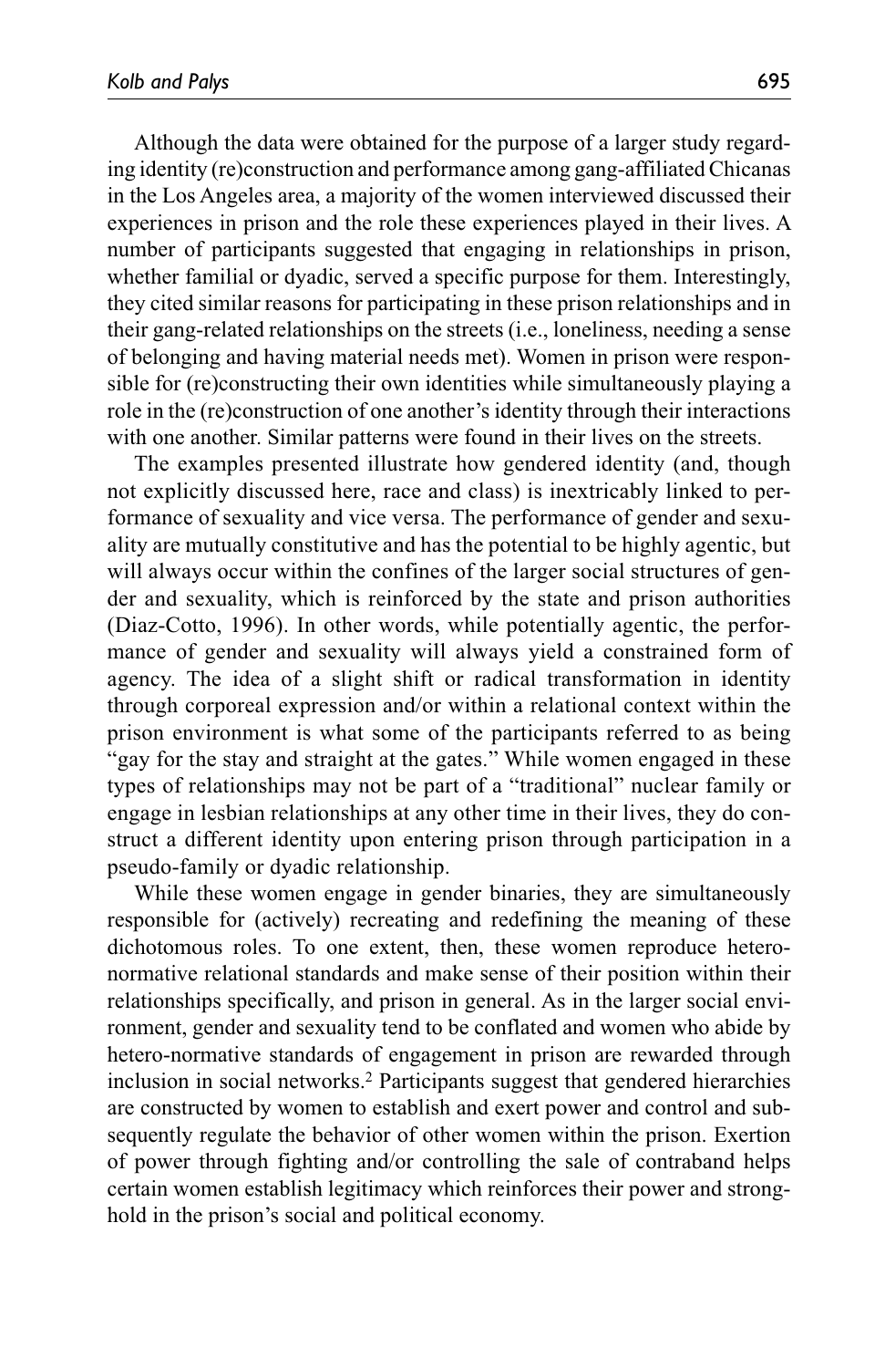Although the data were obtained for the purpose of a larger study regarding identity (re)construction and performance among gang-affiliated Chicanas in the Los Angeles area, a majority of the women interviewed discussed their experiences in prison and the role these experiences played in their lives. A number of participants suggested that engaging in relationships in prison, whether familial or dyadic, served a specific purpose for them. Interestingly, they cited similar reasons for participating in these prison relationships and in their gang-related relationships on the streets (i.e., loneliness, needing a sense of belonging and having material needs met). Women in prison were responsible for (re)constructing their own identities while simultaneously playing a role in the (re)construction of one another's identity through their interactions with one another. Similar patterns were found in their lives on the streets.

The examples presented illustrate how gendered identity (and, though not explicitly discussed here, race and class) is inextricably linked to performance of sexuality and vice versa. The performance of gender and sexuality are mutually constitutive and has the potential to be highly agentic, but will always occur within the confines of the larger social structures of gender and sexuality, which is reinforced by the state and prison authorities (Diaz-Cotto, 1996). In other words, while potentially agentic, the performance of gender and sexuality will always yield a constrained form of agency. The idea of a slight shift or radical transformation in identity through corporeal expression and/or within a relational context within the prison environment is what some of the participants referred to as being "gay for the stay and straight at the gates." While women engaged in these types of relationships may not be part of a "traditional" nuclear family or engage in lesbian relationships at any other time in their lives, they do construct a different identity upon entering prison through participation in a pseudo-family or dyadic relationship.

While these women engage in gender binaries, they are simultaneously responsible for (actively) recreating and redefining the meaning of these dichotomous roles. To one extent, then, these women reproduce hetero-normative relational standards and make sense of their position within their relationships specifically, and prison in general. As in the larger social environment, gender and sexuality tend to be conflated and women who abide by hetero-normative standards of engagement in prison are rewarded through inclusion in social networks.[2] Participants suggest that gendered hierarchies are constructed by women to establish and exert power and control and subsequently regulate the behavior of other women within the prison. Exertion of power through fighting and/or controlling the sale of contraband helps certain women establish legitimacy which reinforces their power and stronghold in the prison's social and political economy.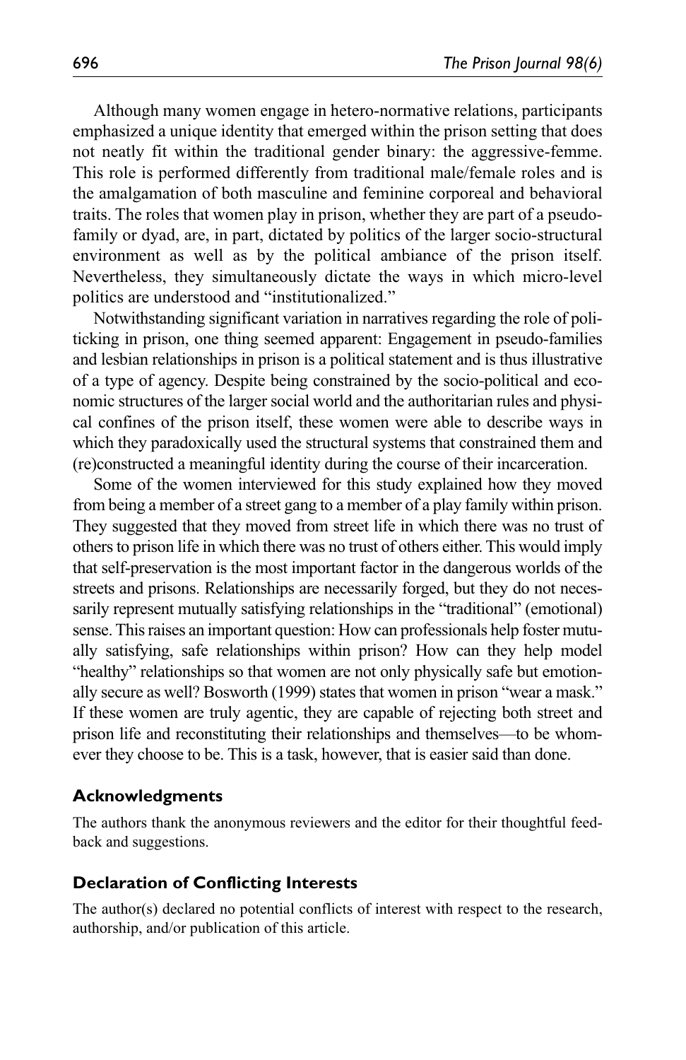Although many women engage in hetero-normative relations, participants emphasized a unique identity that emerged within the prison setting that does not neatly fit within the traditional gender binary: the aggressive-femme. This role is performed differently from traditional male/female roles and is the amalgamation of both masculine and feminine corporeal and behavioral traits. The roles that women play in prison, whether they are part of a pseudo-family or dyad, are, in part, dictated by politics of the larger socio-structural environment as well as by the political ambiance of the prison itself. Nevertheless, they simultaneously dictate the ways in which micro-level politics are understood and "institutionalized."

Notwithstanding significant variation in narratives regarding the role of politicking in prison, one thing seemed apparent: Engagement in pseudo-families and lesbian relationships in prison is a political statement and is thus illustrative of a type of agency. Despite being constrained by the socio-political and economic structures of the larger social world and the authoritarian rules and physical confines of the prison itself, these women were able to describe ways in which they paradoxically used the structural systems that constrained them and (re)constructed a meaningful identity during the course of their incarceration.

Some of the women interviewed for this study explained how they moved from being a member of a street gang to a member of a play family within prison. They suggested that they moved from street life in which there was no trust of others to prison life in which there was no trust of others either. This would imply that self-preservation is the most important factor in the dangerous worlds of the streets and prisons. Relationships are necessarily forged, but they do not necessarily represent mutually satisfying relationships in the "traditional" (emotional) sense. This raises an important question: How can professionals help foster mutually satisfying, safe relationships within prison? How can they help model "healthy" relationships so that women are not only physically safe but emotionally secure as well? Bosworth (1999) states that women in prison "wear a mask." If these women are truly agentic, they are capable of rejecting both street and prison life and reconstituting their relationships and themselves—to be whomever they choose to be. This is a task, however, that is easier said than done.

## Acknowledgments

The authors thank the anonymous reviewers and the editor for their thoughtful feedback and suggestions.

## Declaration of Conflicting Interests

The author(s) declared no potential conflicts of interest with respect to the research, authorship, and/or publication of this article.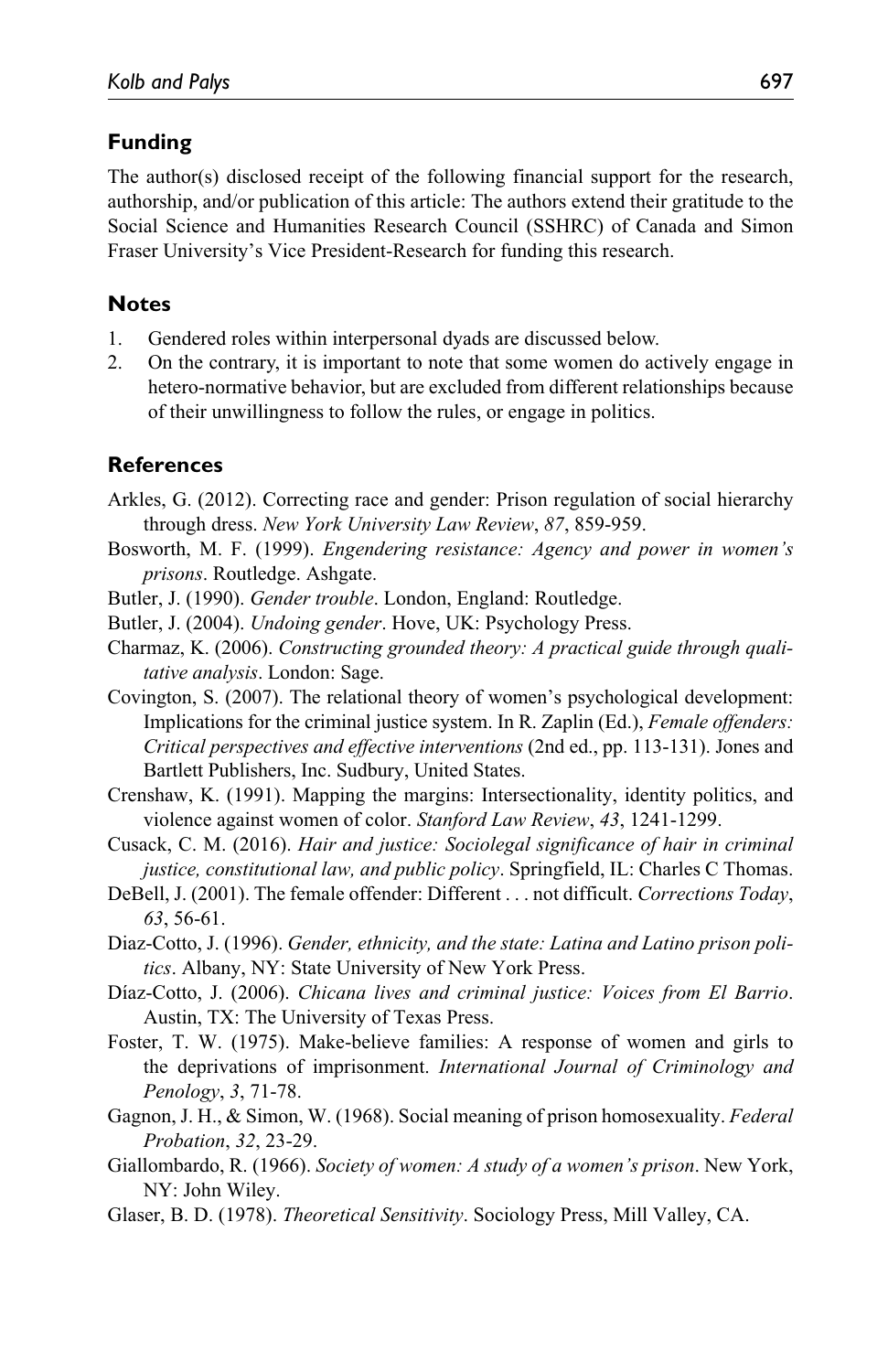## Funding

The author(s) disclosed receipt of the following financial support for the research, authorship, and/or publication of this article: The authors extend their gratitude to the Social Science and Humanities Research Council (SSHRC) of Canada and Simon Fraser University's Vice President-Research for funding this research.

## Notes

1. Gendered roles within interpersonal dyads are discussed below.
2. On the contrary, it is important to note that some women do actively engage in hetero-normative behavior, but are excluded from different relationships because of their unwillingness to follow the rules, or engage in politics.

## References

Arkles, G. (2012). Correcting race and gender: Prison regulation of social hierarchy through dress. *New York University Law Review*, *87*, 859-959.

Bosworth, M. F. (1999). *Engendering resistance: Agency and power in women's prisons*. Routledge. Ashgate.

Butler, J. (1990). *Gender trouble*. London, England: Routledge.

Butler, J. (2004). *Undoing gender*. Hove, UK: Psychology Press.

Charmaz, K. (2006). *Constructing grounded theory: A practical guide through qualitative analysis*. London: Sage.

Covington, S. (2007). The relational theory of women's psychological development: Implications for the criminal justice system. In R. Zaplin (Ed.), *Female offenders: Critical perspectives and effective interventions* (2nd ed., pp. 113-131). Jones and Bartlett Publishers, Inc. Sudbury, United States.

Crenshaw, K. (1991). Mapping the margins: Intersectionality, identity politics, and violence against women of color. *Stanford Law Review*, *43*, 1241-1299.

Cusack, C. M. (2016). *Hair and justice: Sociolegal significance of hair in criminal justice, constitutional law, and public policy*. Springfield, IL: Charles C Thomas.

DeBell, J. (2001). The female offender: Different . . . not difficult. *Corrections Today*, *63*, 56-61.

Diaz-Cotto, J. (1996). *Gender, ethnicity, and the state: Latina and Latino prison politics*. Albany, NY: State University of New York Press.

Díaz-Cotto, J. (2006). *Chicana lives and criminal justice: Voices from El Barrio*. Austin, TX: The University of Texas Press.

Foster, T. W. (1975). Make-believe families: A response of women and girls to the deprivations of imprisonment. *International Journal of Criminology and Penology*, *3*, 71-78.

Gagnon, J. H., & Simon, W. (1968). Social meaning of prison homosexuality. *Federal Probation*, *32*, 23-29.

Giallombardo, R. (1966). *Society of women: A study of a women's prison*. New York, NY: John Wiley.

Glaser, B. D. (1978). *Theoretical Sensitivity*. Sociology Press, Mill Valley, CA.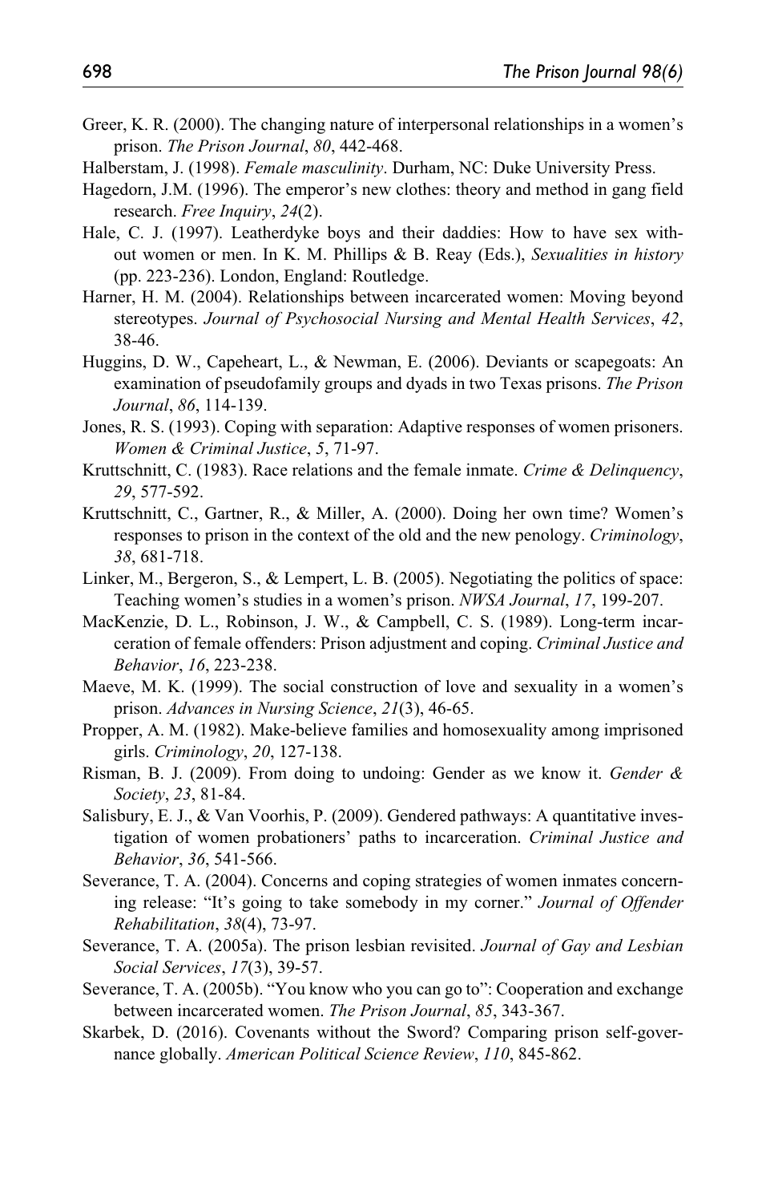Greer, K. R. (2000). The changing nature of interpersonal relationships in a women's prison. *The Prison Journal*, *80*, 442-468.

Halberstam, J. (1998). *Female masculinity*. Durham, NC: Duke University Press.

Hagedorn, J.M. (1996). The emperor's new clothes: theory and method in gang field research. *Free Inquiry*, *24*(2).

Hale, C. J. (1997). Leatherdyke boys and their daddies: How to have sex without women or men. In K. M. Phillips & B. Reay (Eds.), *Sexualities in history* (pp. 223-236). London, England: Routledge.

Harner, H. M. (2004). Relationships between incarcerated women: Moving beyond stereotypes. *Journal of Psychosocial Nursing and Mental Health Services*, *42*, 38-46.

Huggins, D. W., Capeheart, L., & Newman, E. (2006). Deviants or scapegoats: An examination of pseudofamily groups and dyads in two Texas prisons. *The Prison Journal*, *86*, 114-139.

Jones, R. S. (1993). Coping with separation: Adaptive responses of women prisoners. *Women & Criminal Justice*, *5*, 71-97.

Kruttschnitt, C. (1983). Race relations and the female inmate. *Crime & Delinquency*, *29*, 577-592.

Kruttschnitt, C., Gartner, R., & Miller, A. (2000). Doing her own time? Women's responses to prison in the context of the old and the new penology. *Criminology*, *38*, 681-718.

Linker, M., Bergeron, S., & Lempert, L. B. (2005). Negotiating the politics of space: Teaching women's studies in a women's prison. *NWSA Journal*, *17*, 199-207.

MacKenzie, D. L., Robinson, J. W., & Campbell, C. S. (1989). Long-term incarceration of female offenders: Prison adjustment and coping. *Criminal Justice and Behavior*, *16*, 223-238.

Maeve, M. K. (1999). The social construction of love and sexuality in a women's prison. *Advances in Nursing Science*, *21*(3), 46-65.

Propper, A. M. (1982). Make-believe families and homosexuality among imprisoned girls. *Criminology*, *20*, 127-138.

Risman, B. J. (2009). From doing to undoing: Gender as we know it. *Gender & Society*, *23*, 81-84.

Salisbury, E. J., & Van Voorhis, P. (2009). Gendered pathways: A quantitative investigation of women probationers' paths to incarceration. *Criminal Justice and Behavior*, *36*, 541-566.

Severance, T. A. (2004). Concerns and coping strategies of women inmates concerning release: "It's going to take somebody in my corner." *Journal of Offender Rehabilitation*, *38*(4), 73-97.

Severance, T. A. (2005a). The prison lesbian revisited. *Journal of Gay and Lesbian Social Services*, *17*(3), 39-57.

Severance, T. A. (2005b). "You know who you can go to": Cooperation and exchange between incarcerated women. *The Prison Journal*, *85*, 343-367.

Skarbek, D. (2016). Covenants without the Sword? Comparing prison self-governance globally. *American Political Science Review*, *110*, 845-862.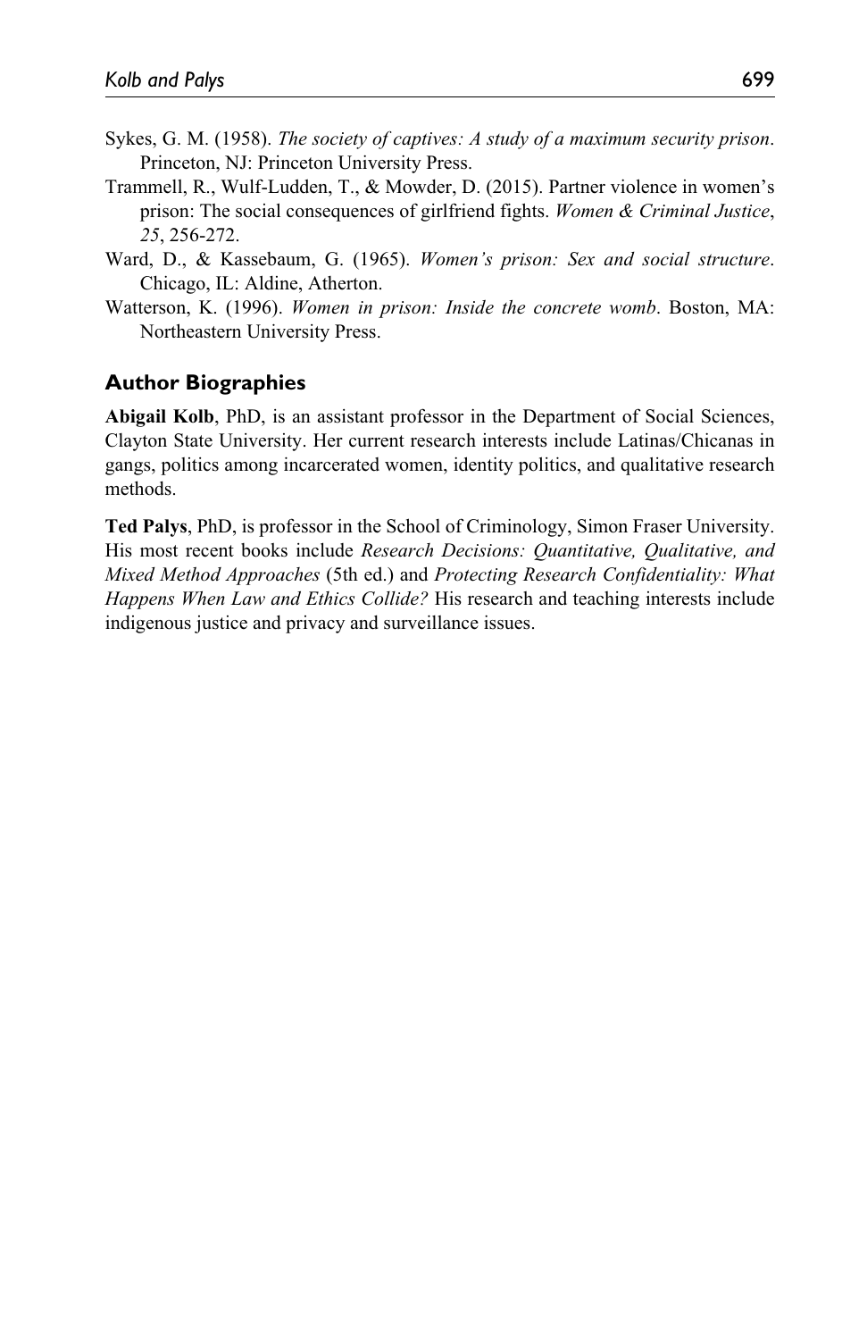Sykes, G. M. (1958). *The society of captives: A study of a maximum security prison*. Princeton, NJ: Princeton University Press.

Trammell, R., Wulf-Ludden, T., & Mowder, D. (2015). Partner violence in women's prison: The social consequences of girlfriend fights. *Women & Criminal Justice*, *25*, 256-272.

Ward, D., & Kassebaum, G. (1965). *Women's prison: Sex and social structure*. Chicago, IL: Aldine, Atherton.

Watterson, K. (1996). *Women in prison: Inside the concrete womb*. Boston, MA: Northeastern University Press.

## Author Biographies

**Abigail Kolb**, PhD, is an assistant professor in the Department of Social Sciences, Clayton State University. Her current research interests include Latinas/Chicanas in gangs, politics among incarcerated women, identity politics, and qualitative research methods.

**Ted Palys**, PhD, is professor in the School of Criminology, Simon Fraser University. His most recent books include *Research Decisions: Quantitative, Qualitative, and Mixed Method Approaches* (5th ed.) and *Protecting Research Confidentiality: What Happens When Law and Ethics Collide?* His research and teaching interests include indigenous justice and privacy and surveillance issues.